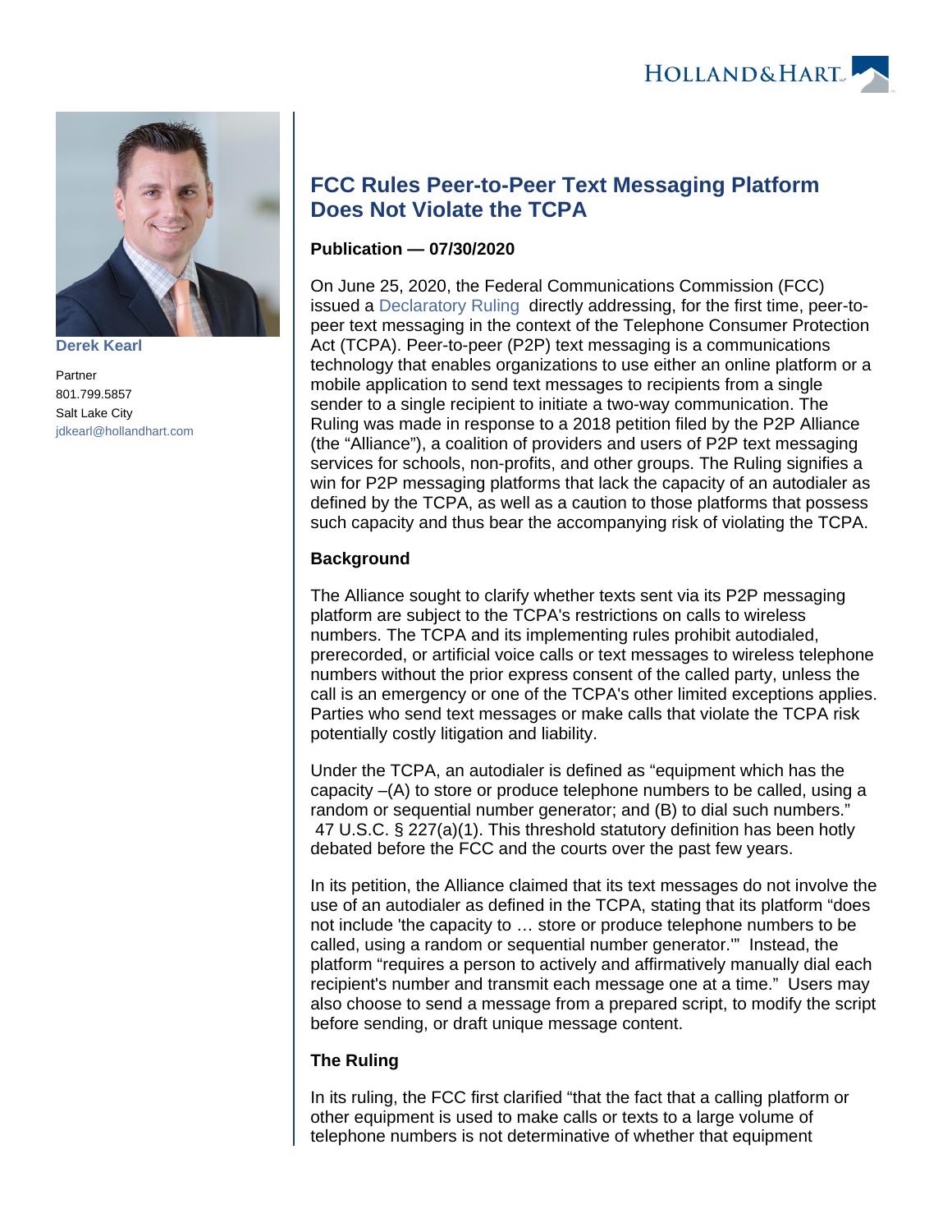**Derek Kearl**

Partner
801.799.5857
Salt Lake City
jdkearl@hollandhart.com

# FCC Rules Peer-to-Peer Text Messaging Platform Does Not Violate the TCPA

**Publication — 07/30/2020**

On June 25, 2020, the Federal Communications Commission (FCC) issued a Declaratory Ruling directly addressing, for the first time, peer-to-peer text messaging in the context of the Telephone Consumer Protection Act (TCPA). Peer-to-peer (P2P) text messaging is a communications technology that enables organizations to use either an online platform or a mobile application to send text messages to recipients from a single sender to a single recipient to initiate a two-way communication. The Ruling was made in response to a 2018 petition filed by the P2P Alliance (the "Alliance"), a coalition of providers and users of P2P text messaging services for schools, non-profits, and other groups. The Ruling signifies a win for P2P messaging platforms that lack the capacity of an autodialer as defined by the TCPA, as well as a caution to those platforms that possess such capacity and thus bear the accompanying risk of violating the TCPA.

## Background

The Alliance sought to clarify whether texts sent via its P2P messaging platform are subject to the TCPA's restrictions on calls to wireless numbers. The TCPA and its implementing rules prohibit autodialed, prerecorded, or artificial voice calls or text messages to wireless telephone numbers without the prior express consent of the called party, unless the call is an emergency or one of the TCPA's other limited exceptions applies. Parties who send text messages or make calls that violate the TCPA risk potentially costly litigation and liability.

Under the TCPA, an autodialer is defined as "equipment which has the capacity –(A) to store or produce telephone numbers to be called, using a random or sequential number generator; and (B) to dial such numbers." 47 U.S.C. § 227(a)(1). This threshold statutory definition has been hotly debated before the FCC and the courts over the past few years.

In its petition, the Alliance claimed that its text messages do not involve the use of an autodialer as defined in the TCPA, stating that its platform "does not include 'the capacity to … store or produce telephone numbers to be called, using a random or sequential number generator.'" Instead, the platform "requires a person to actively and affirmatively manually dial each recipient's number and transmit each message one at a time." Users may also choose to send a message from a prepared script, to modify the script before sending, or draft unique message content.

## The Ruling

In its ruling, the FCC first clarified "that the fact that a calling platform or other equipment is used to make calls or texts to a large volume of telephone numbers is not determinative of whether that equipment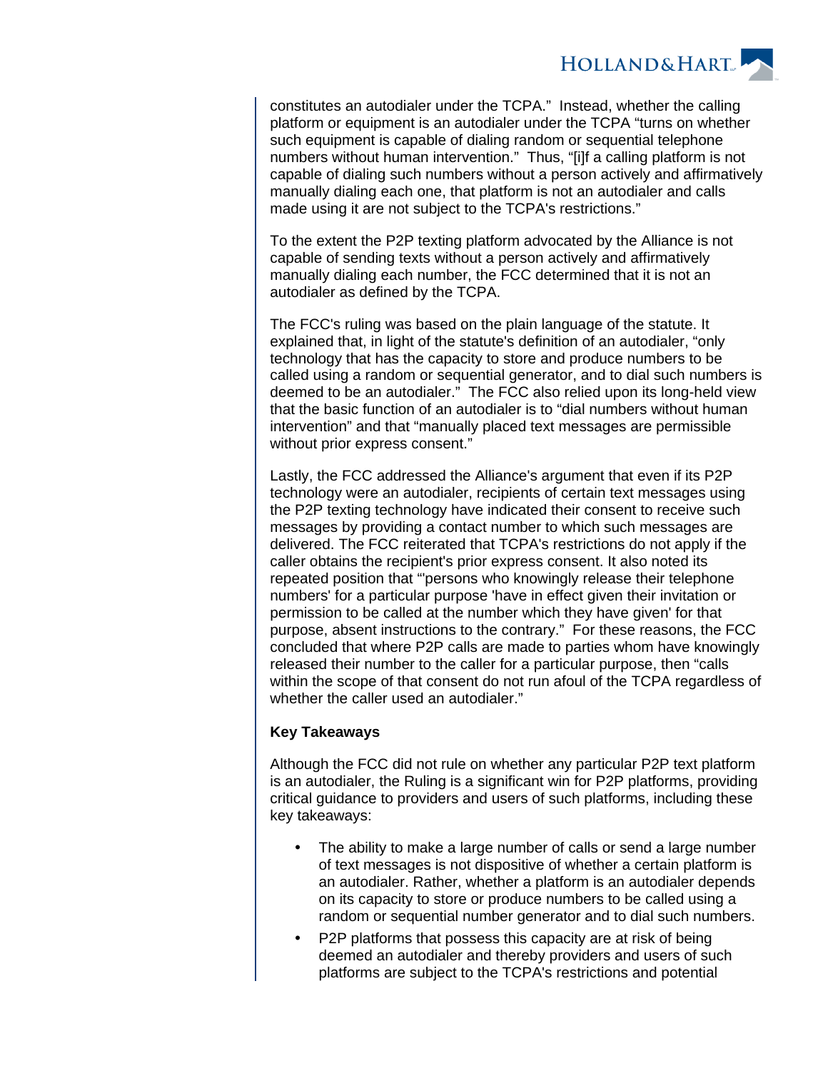constitutes an autodialer under the TCPA." Instead, whether the calling platform or equipment is an autodialer under the TCPA "turns on whether such equipment is capable of dialing random or sequential telephone numbers without human intervention." Thus, "[i]f a calling platform is not capable of dialing such numbers without a person actively and affirmatively manually dialing each one, that platform is not an autodialer and calls made using it are not subject to the TCPA's restrictions."

To the extent the P2P texting platform advocated by the Alliance is not capable of sending texts without a person actively and affirmatively manually dialing each number, the FCC determined that it is not an autodialer as defined by the TCPA.

The FCC's ruling was based on the plain language of the statute. It explained that, in light of the statute's definition of an autodialer, "only technology that has the capacity to store and produce numbers to be called using a random or sequential generator, and to dial such numbers is deemed to be an autodialer." The FCC also relied upon its long-held view that the basic function of an autodialer is to "dial numbers without human intervention" and that "manually placed text messages are permissible without prior express consent."

Lastly, the FCC addressed the Alliance's argument that even if its P2P technology were an autodialer, recipients of certain text messages using the P2P texting technology have indicated their consent to receive such messages by providing a contact number to which such messages are delivered. The FCC reiterated that TCPA's restrictions do not apply if the caller obtains the recipient's prior express consent. It also noted its repeated position that "'persons who knowingly release their telephone numbers' for a particular purpose 'have in effect given their invitation or permission to be called at the number which they have given' for that purpose, absent instructions to the contrary." For these reasons, the FCC concluded that where P2P calls are made to parties whom have knowingly released their number to the caller for a particular purpose, then "calls within the scope of that consent do not run afoul of the TCPA regardless of whether the caller used an autodialer."

**Key Takeaways**

Although the FCC did not rule on whether any particular P2P text platform is an autodialer, the Ruling is a significant win for P2P platforms, providing critical guidance to providers and users of such platforms, including these key takeaways:

- The ability to make a large number of calls or send a large number of text messages is not dispositive of whether a certain platform is an autodialer. Rather, whether a platform is an autodialer depends on its capacity to store or produce numbers to be called using a random or sequential number generator and to dial such numbers.
- P2P platforms that possess this capacity are at risk of being deemed an autodialer and thereby providers and users of such platforms are subject to the TCPA's restrictions and potential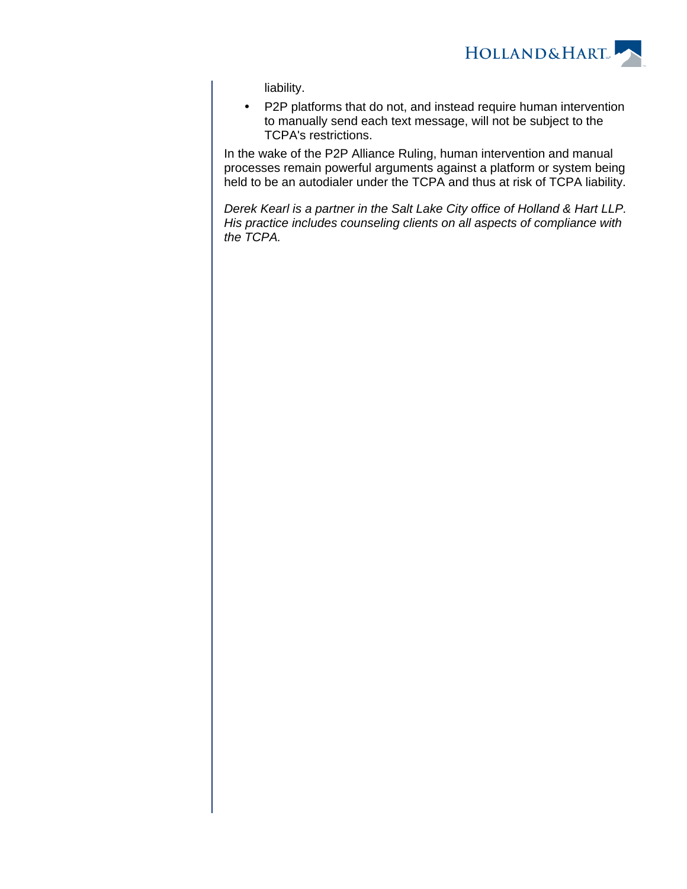liability.

- P2P platforms that do not, and instead require human intervention to manually send each text message, will not be subject to the TCPA's restrictions.

In the wake of the P2P Alliance Ruling, human intervention and manual processes remain powerful arguments against a platform or system being held to be an autodialer under the TCPA and thus at risk of TCPA liability.

*Derek Kearl is a partner in the Salt Lake City office of Holland & Hart LLP. His practice includes counseling clients on all aspects of compliance with the TCPA.*